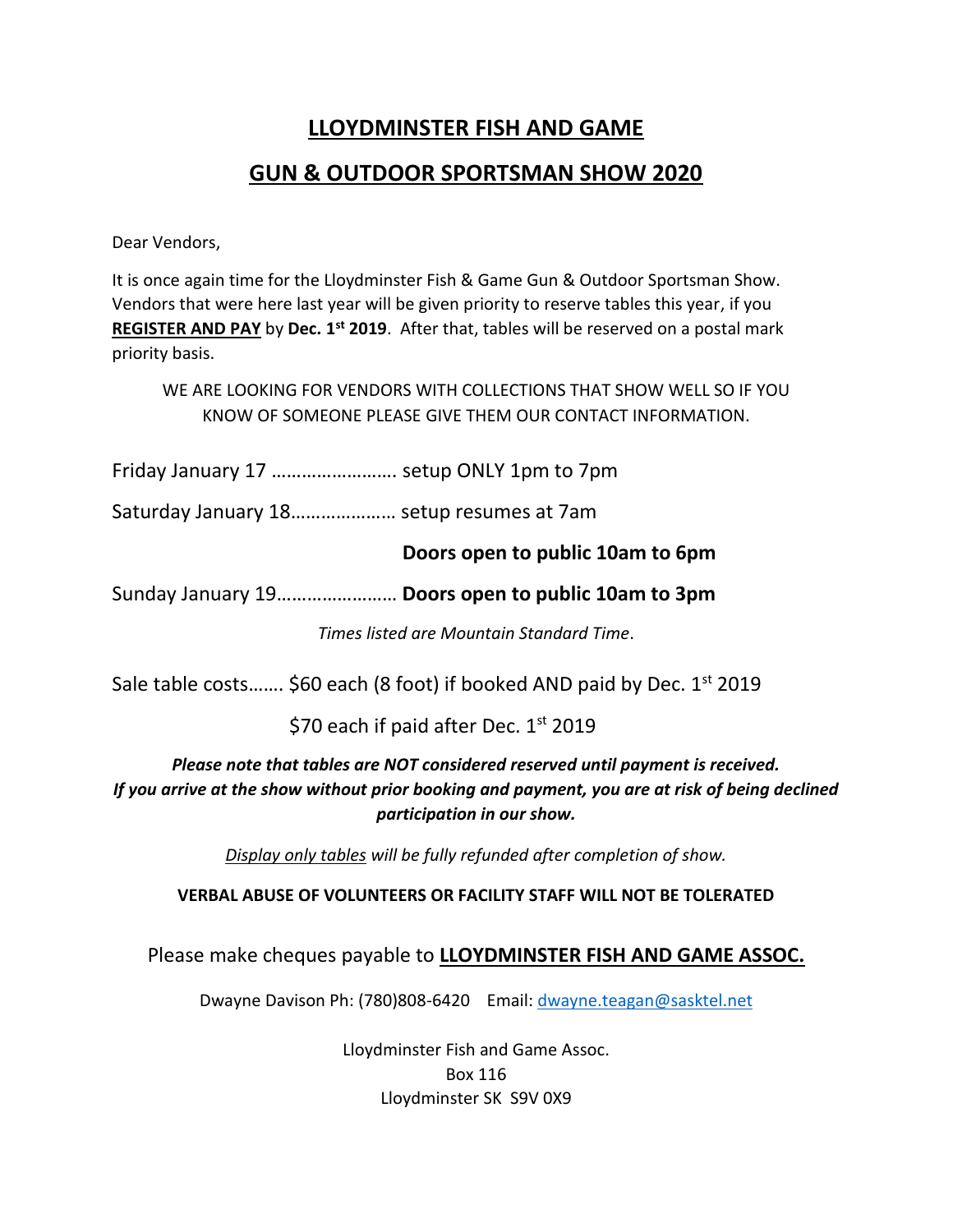# LLOYDMINSTER FISH AND GAME

## GUN & OUTDOOR SPORTSMAN SHOW 2020

Dear Vendors,

It is once again time for the Lloydminster Fish & Game Gun & Outdoor Sportsman Show. Vendors that were here last year will be given priority to reserve tables this year, if you **REGISTER AND PAY** by **Dec. 1st 2019**. After that, tables will be reserved on a postal mark priority basis.

WE ARE LOOKING FOR VENDORS WITH COLLECTIONS THAT SHOW WELL SO IF YOU KNOW OF SOMEONE PLEASE GIVE THEM OUR CONTACT INFORMATION.

Friday January 17 ……………………. setup ONLY 1pm to 7pm

Saturday January 18………………… setup resumes at 7am

**Doors open to public 10am to 6pm**

Sunday January 19…………………… **Doors open to public 10am to 3pm**

*Times listed are Mountain Standard Time*.

Sale table costs……. $60 each (8 foot) if booked AND paid by Dec. 1st 2019

$70 each if paid after Dec. 1st 2019

***Please note that tables are NOT considered reserved until payment is received. If you arrive at the show without prior booking and payment, you are at risk of being declined participation in our show.***

*Display only tables will be fully refunded after completion of show.*

**VERBAL ABUSE OF VOLUNTEERS OR FACILITY STAFF WILL NOT BE TOLERATED**

Please make cheques payable to **LLOYDMINSTER FISH AND GAME ASSOC.**

Dwayne Davison Ph: (780)808-6420 Email: dwayne.teagan@sasktel.net

Lloydminster Fish and Game Assoc.
Box 116
Lloydminster SK S9V 0X9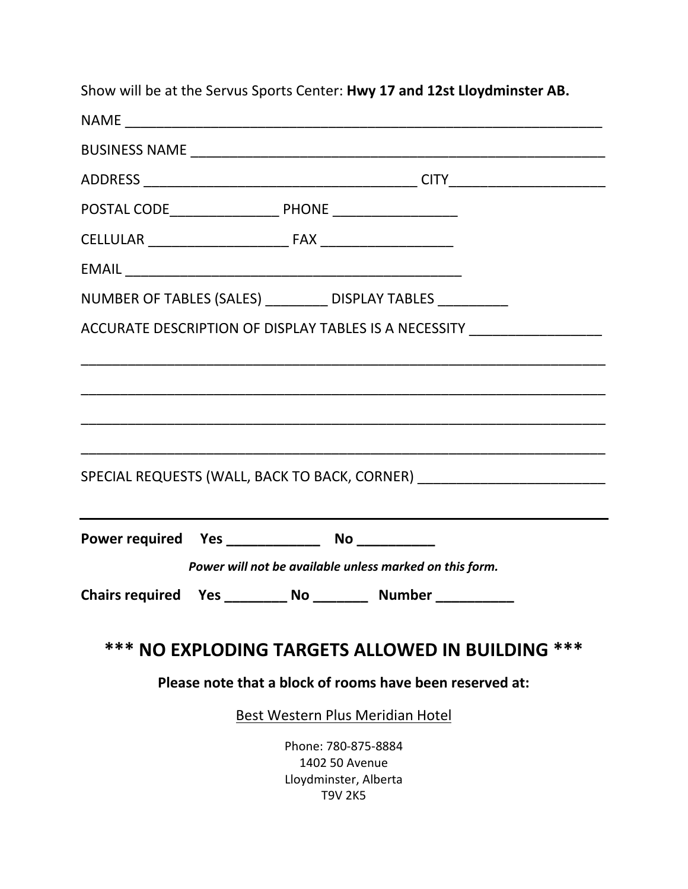Show will be at the Servus Sports Center: **Hwy 17 and 12st Lloydminster AB.**

NAME ___________________________________________________________

BUSINESS NAME ___________________________________________________

ADDRESS ________________________________ CITY__________________

POSTAL CODE_____________ PHONE _______________

CELLULAR _________________ FAX ________________

EMAIL ___________________________________________

NUMBER OF TABLES (SALES) ________ DISPLAY TABLES _________

ACCURATE DESCRIPTION OF DISPLAY TABLES IS A NECESSITY ________________

_________________________________________________________________

_________________________________________________________________

_________________________________________________________________

_________________________________________________________________

SPECIAL REQUESTS (WALL, BACK TO BACK, CORNER) _______________________

---

**Power required Yes ____________ No __________**

***Power will not be available unless marked on this form.***

**Chairs required Yes ________ No _______ Number __________**

## *** NO EXPLODING TARGETS ALLOWED IN BUILDING ***

**Please note that a block of rooms have been reserved at:**

Best Western Plus Meridian Hotel

Phone: 780-875-8884
1402 50 Avenue
Lloydminster, Alberta
T9V 2K5